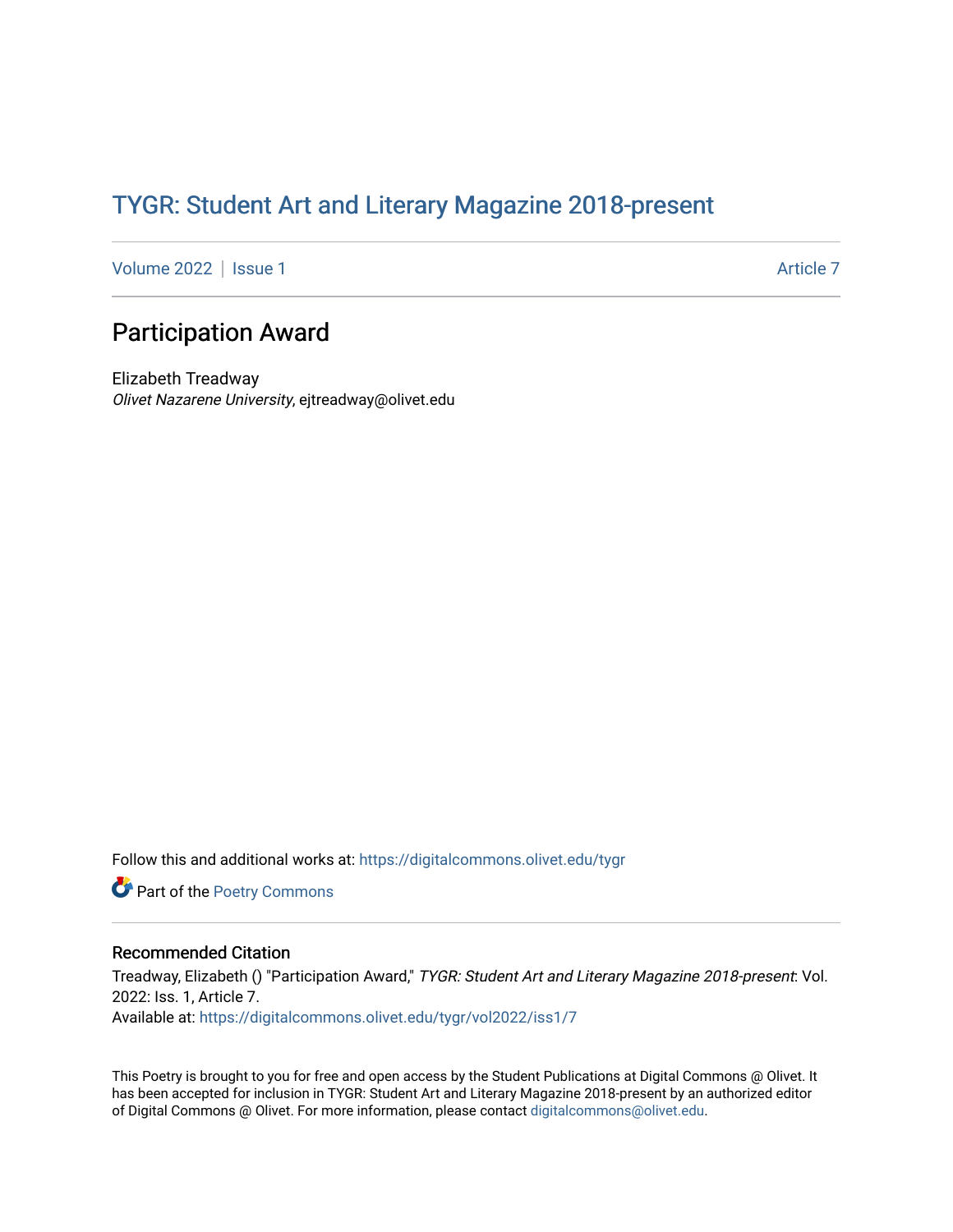TYGR: Student Art and Literary Magazine 2018-present

Volume 2022 | Issue 1 Article 7

# Participation Award

Elizabeth Treadway
*Olivet Nazarene University*, ejtreadway@olivet.edu

Follow this and additional works at: https://digitalcommons.olivet.edu/tygr

Part of the Poetry Commons

## Recommended Citation

Treadway, Elizabeth () "Participation Award," *TYGR: Student Art and Literary Magazine 2018-present*: Vol. 2022: Iss. 1, Article 7.
Available at: https://digitalcommons.olivet.edu/tygr/vol2022/iss1/7

This Poetry is brought to you for free and open access by the Student Publications at Digital Commons @ Olivet. It has been accepted for inclusion in TYGR: Student Art and Literary Magazine 2018-present by an authorized editor of Digital Commons @ Olivet. For more information, please contact digitalcommons@olivet.edu.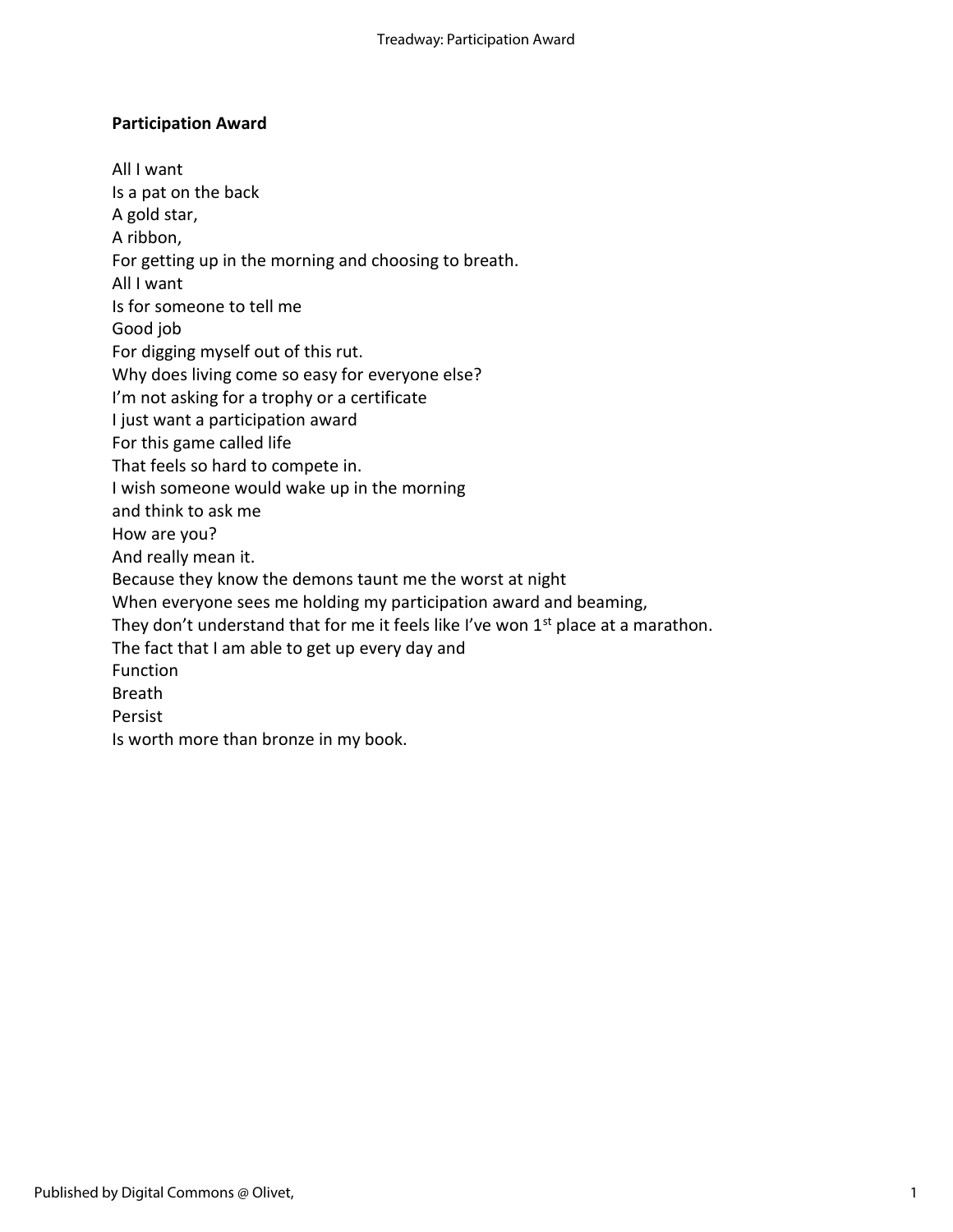**Participation Award**

All I want  
Is a pat on the back  
A gold star,  
A ribbon,  
For getting up in the morning and choosing to breath.  
All I want  
Is for someone to tell me  
Good job  
For digging myself out of this rut.  
Why does living come so easy for everyone else?  
I'm not asking for a trophy or a certificate  
I just want a participation award  
For this game called life  
That feels so hard to compete in.  
I wish someone would wake up in the morning  
and think to ask me  
How are you?  
And really mean it.  
Because they know the demons taunt me the worst at night  
When everyone sees me holding my participation award and beaming,  
They don't understand that for me it feels like I've won 1st place at a marathon.  
The fact that I am able to get up every day and  
Function  
Breath  
Persist  
Is worth more than bronze in my book.